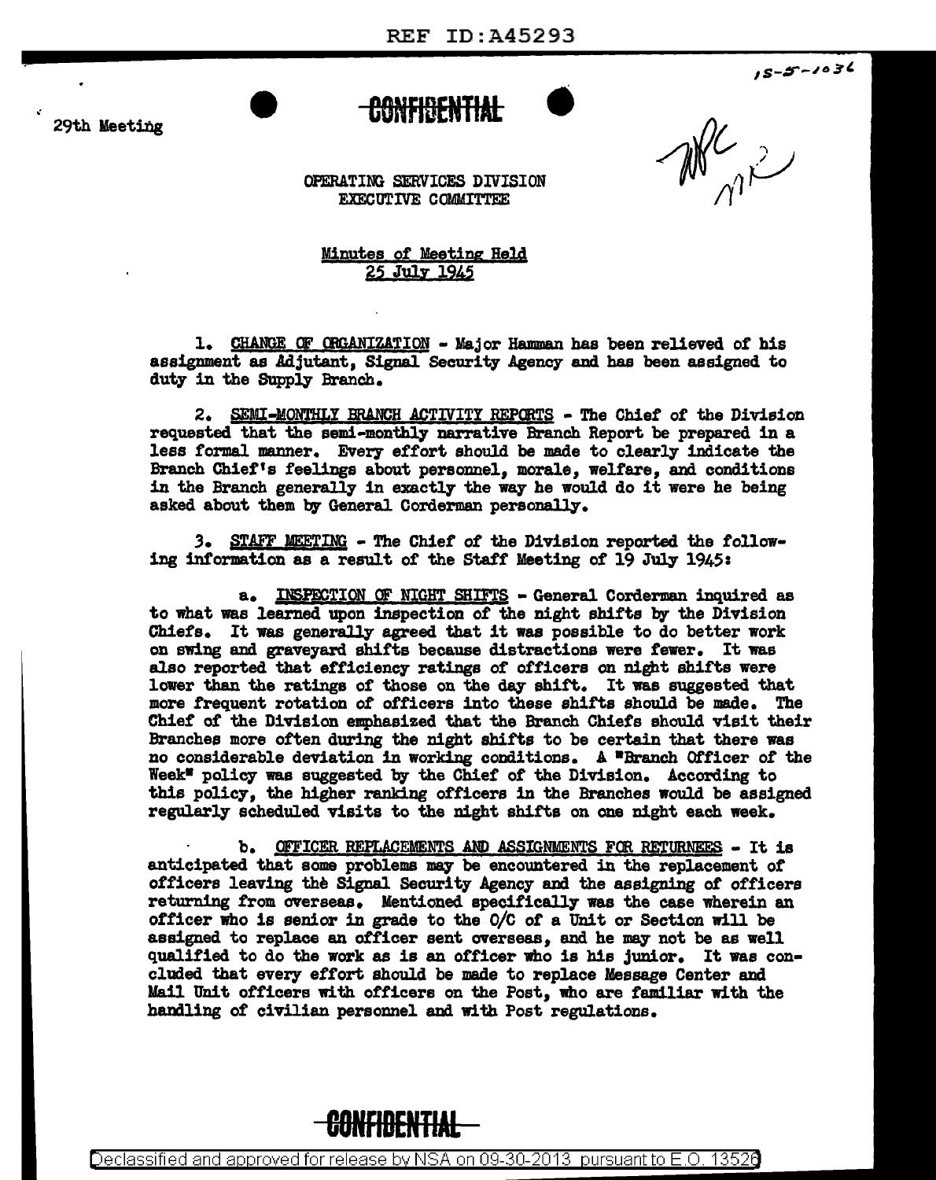29th Meeting

CONFIDENTIAL

OPERATING SERVICES DIVISION
EXECUTIVE COMMITTEE

Minutes of Meeting Held
25 July 1945

1. CHANGE OF ORGANIZATION - Major Hamman has been relieved of his assignment as Adjutant, Signal Security Agency and has been assigned to duty in the Supply Branch.

2. SEMI-MONTHLY BRANCH ACTIVITY REPORTS - The Chief of the Division requested that the semi-monthly narrative Branch Report be prepared in a less formal manner. Every effort should be made to clearly indicate the Branch Chief's feelings about personnel, morale, welfare, and conditions in the Branch generally in exactly the way he would do it were he being asked about them by General Corderman personally.

3. STAFF MEETING - The Chief of the Division reported the following information as a result of the Staff Meeting of 19 July 1945:

a. INSPECTION OF NIGHT SHIFTS - General Corderman inquired as to what was learned upon inspection of the night shifts by the Division Chiefs. It was generally agreed that it was possible to do better work on swing and graveyard shifts because distractions were fewer. It was also reported that efficiency ratings of officers on night shifts were lower than the ratings of those on the day shift. It was suggested that more frequent rotation of officers into these shifts should be made. The Chief of the Division emphasized that the Branch Chiefs should visit their Branches more often during the night shifts to be certain that there was no considerable deviation in working conditions. A "Branch Officer of the Week" policy was suggested by the Chief of the Division. According to this policy, the higher ranking officers in the Branches would be assigned regularly scheduled visits to the night shifts on one night each week.

b. OFFICER REPLACEMENTS AND ASSIGNMENTS FOR RETURNEES - It is anticipated that some problems may be encountered in the replacement of officers leaving the Signal Security Agency and the assigning of officers returning from overseas. Mentioned specifically was the case wherein an officer who is senior in grade to the O/C of a Unit or Section will be assigned to replace an officer sent overseas, and he may not be as well qualified to do the work as is an officer who is his junior. It was concluded that every effort should be made to replace Message Center and Mail Unit officers with officers on the Post, who are familiar with the handling of civilian personnel and with Post regulations.

CONFIDENTIAL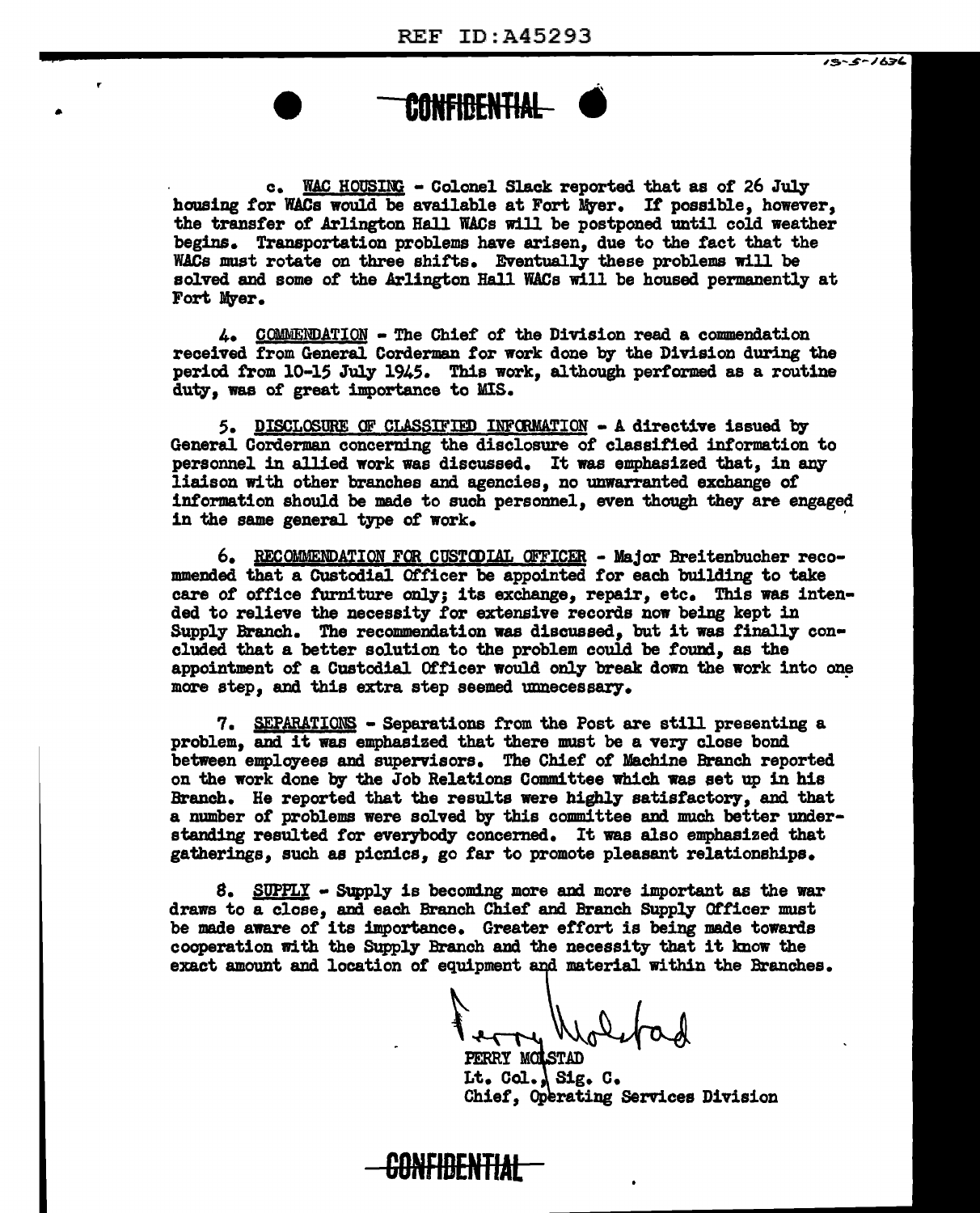CONFIDENTIAL

c. WAC HOUSING - Colonel Slack reported that as of 26 July housing for WACs would be available at Fort Myer. If possible, however, the transfer of Arlington Hall WACs will be postponed until cold weather begins. Transportation problems have arisen, due to the fact that the WACs must rotate on three shifts. Eventually these problems will be solved and some of the Arlington Hall WACs will be housed permanently at Fort Myer.

4. COMMENDATION - The Chief of the Division read a commendation received from General Corderman for work done by the Division during the period from 10-15 July 1945. This work, although performed as a routine duty, was of great importance to MIS.

5. DISCLOSURE OF CLASSIFIED INFORMATION - A directive issued by General Corderman concerning the disclosure of classified information to personnel in allied work was discussed. It was emphasized that, in any liaison with other branches and agencies, no unwarranted exchange of information should be made to such personnel, even though they are engaged in the same general type of work.

6. RECOMMENDATION FOR CUSTODIAL OFFICER - Major Breitenbucher recommended that a Custodial Officer be appointed for each building to take care of office furniture only; its exchange, repair, etc. This was intended to relieve the necessity for extensive records now being kept in Supply Branch. The recommendation was discussed, but it was finally concluded that a better solution to the problem could be found, as the appointment of a Custodial Officer would only break down the work into one more step, and this extra step seemed unnecessary.

7. SEPARATIONS - Separations from the Post are still presenting a problem, and it was emphasized that there must be a very close bond between employees and supervisors. The Chief of Machine Branch reported on the work done by the Job Relations Committee which was set up in his Branch. He reported that the results were highly satisfactory, and that a number of problems were solved by this committee and much better understanding resulted for everybody concerned. It was also emphasized that gatherings, such as picnics, go far to promote pleasant relationships.

8. SUPPLY - Supply is becoming more and more important as the war draws to a close, and each Branch Chief and Branch Supply Officer must be made aware of its importance. Greater effort is being made towards cooperation with the Supply Branch and the necessity that it know the exact amount and location of equipment and material within the Branches.

Perry Molstad

PERRY MOLSTAD
Lt. Col., Sig. C.
Chief, Operating Services Division

CONFIDENTIAL